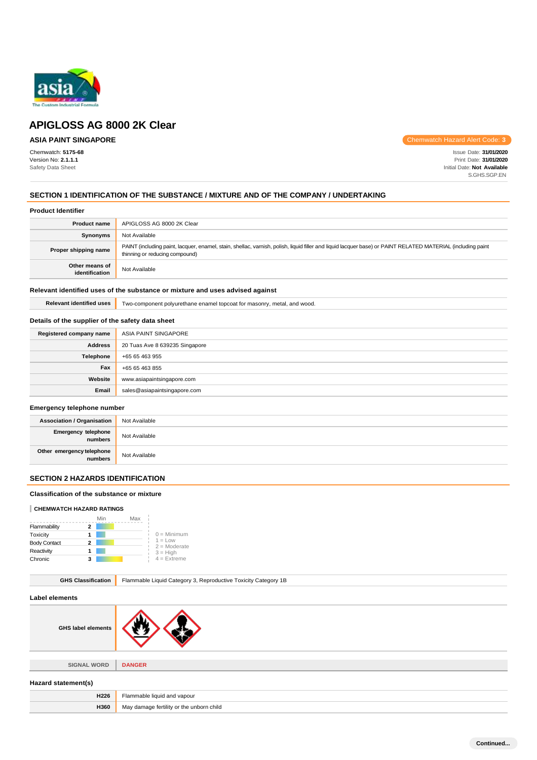# APIGLOSS AG 8000 2K Clear

**ASIA PAINT SINGAPORE**

Chemwatch Hazard Alert Code: **3**

Chemwatch: **5175-68**
Version No: **2.1.1.1**
Safety Data Sheet

Issue Date: **31/01/2020**
Print Date: **31/01/2020**
Initial Date: **Not Available**
S.GHS.SGP.EN

## SECTION 1 IDENTIFICATION OF THE SUBSTANCE / MIXTURE AND OF THE COMPANY / UNDERTAKING

### Product Identifier

| | |
|---|---|
| **Product name** | APIGLOSS AG 8000 2K Clear |
| **Synonyms** | Not Available |
| **Proper shipping name** | PAINT (including paint, lacquer, enamel, stain, shellac, varnish, polish, liquid filler and liquid lacquer base) or PAINT RELATED MATERIAL (including paint thinning or reducing compound) |
| **Other means of identification** | Not Available |

### Relevant identified uses of the substance or mixture and uses advised against

| | |
|---|---|
| **Relevant identified uses** | Two-component polyurethane enamel topcoat for masonry, metal, and wood. |

### Details of the supplier of the safety data sheet

| | |
|---|---|
| **Registered company name** | ASIA PAINT SINGAPORE |
| **Address** | 20 Tuas Ave 8 639235 Singapore |
| **Telephone** | +65 65 463 955 |
| **Fax** | +65 65 463 855 |
| **Website** | www.asiapaintsingapore.com |
| **Email** | sales@asiapaintsingapore.com |

### Emergency telephone number

| | |
|---|---|
| **Association / Organisation** | Not Available |
| **Emergency telephone numbers** | Not Available |
| **Other emergency telephone numbers** | Not Available |

## SECTION 2 HAZARDS IDENTIFICATION

### Classification of the substance or mixture

**CHEMWATCH HAZARD RATINGS**

| | Rating (Min–Max) |
|---|---|
| Flammability | 2 |
| Toxicity | 1 |
| Body Contact | 2 |
| Reactivity | 1 |
| Chronic | 3 |

0 = Minimum
1 = Low
2 = Moderate
3 = High
4 = Extreme

| | |
|---|---|
| **GHS Classification** | Flammable Liquid Category 3, Reproductive Toxicity Category 1B |

### Label elements

| | |
|---|---|
| **GHS label elements** | |
| **SIGNAL WORD** | **DANGER** |

### Hazard statement(s)

| | |
|---|---|
| **H226** | Flammable liquid and vapour |
| **H360** | May damage fertility or the unborn child |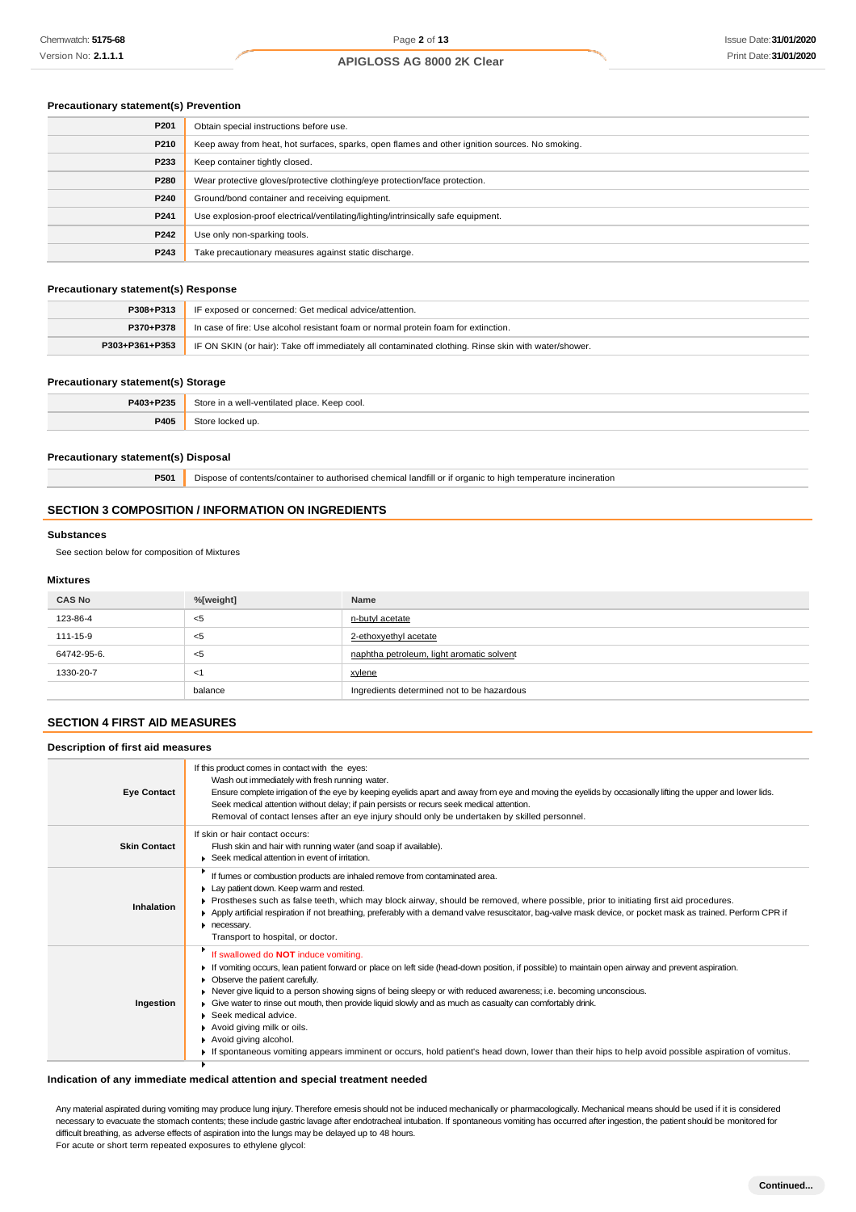### Precautionary statement(s) Prevention

| | |
|---|---|
| P201 | Obtain special instructions before use. |
| P210 | Keep away from heat, hot surfaces, sparks, open flames and other ignition sources. No smoking. |
| P233 | Keep container tightly closed. |
| P280 | Wear protective gloves/protective clothing/eye protection/face protection. |
| P240 | Ground/bond container and receiving equipment. |
| P241 | Use explosion-proof electrical/ventilating/lighting/intrinsically safe equipment. |
| P242 | Use only non-sparking tools. |
| P243 | Take precautionary measures against static discharge. |

### Precautionary statement(s) Response

| | |
|---|---|
| P308+P313 | IF exposed or concerned: Get medical advice/attention. |
| P370+P378 | In case of fire: Use alcohol resistant foam or normal protein foam for extinction. |
| P303+P361+P353 | IF ON SKIN (or hair): Take off immediately all contaminated clothing. Rinse skin with water/shower. |

### Precautionary statement(s) Storage

| | |
|---|---|
| P403+P235 | Store in a well-ventilated place. Keep cool. |
| P405 | Store locked up. |

### Precautionary statement(s) Disposal

| | |
|---|---|
| P501 | Dispose of contents/container to authorised chemical landfill or if organic to high temperature incineration |

## SECTION 3 COMPOSITION / INFORMATION ON INGREDIENTS

### Substances

See section below for composition of Mixtures

### Mixtures

| CAS No | %[weight] | Name |
|---|---|---|
| 123-86-4 | <5 | n-butyl acetate |
| 111-15-9 | <5 | 2-ethoxyethyl acetate |
| 64742-95-6. | <5 | naphtha petroleum, light aromatic solvent |
| 1330-20-7 | <1 | xylene |
| | balance | Ingredients determined not to be hazardous |

## SECTION 4 FIRST AID MEASURES

### Description of first aid measures

| | |
|---|---|
| Eye Contact | If this product comes in contact with the eyes:<br>Wash out immediately with fresh running water.<br>Ensure complete irrigation of the eye by keeping eyelids apart and away from eye and moving the eyelids by occasionally lifting the upper and lower lids.<br>Seek medical attention without delay; if pain persists or recurs seek medical attention.<br>Removal of contact lenses after an eye injury should only be undertaken by skilled personnel. |
| Skin Contact | If skin or hair contact occurs:<br>Flush skin and hair with running water (and soap if available).<br>▶ Seek medical attention in event of irritation. |
| Inhalation | ▶ If fumes or combustion products are inhaled remove from contaminated area.<br>▶ Lay patient down. Keep warm and rested.<br>▶ Prostheses such as false teeth, which may block airway, should be removed, where possible, prior to initiating first aid procedures.<br>▶ Apply artificial respiration if not breathing, preferably with a demand valve resuscitator, bag-valve mask device, or pocket mask as trained. Perform CPR if necessary.<br>▶ Transport to hospital, or doctor. |
| Ingestion | ▶ If swallowed do **NOT** induce vomiting.<br>▶ If vomiting occurs, lean patient forward or place on left side (head-down position, if possible) to maintain open airway and prevent aspiration.<br>▶ Observe the patient carefully.<br>▶ Never give liquid to a person showing signs of being sleepy or with reduced awareness; i.e. becoming unconscious.<br>▶ Give water to rinse out mouth, then provide liquid slowly and as much as casualty can comfortably drink.<br>▶ Seek medical advice.<br>▶ Avoid giving milk or oils.<br>▶ Avoid giving alcohol.<br>▶ If spontaneous vomiting appears imminent or occurs, hold patient's head down, lower than their hips to help avoid possible aspiration of vomitus. |

### Indication of any immediate medical attention and special treatment needed

Any material aspirated during vomiting may produce lung injury. Therefore emesis should not be induced mechanically or pharmacologically. Mechanical means should be used if it is considered necessary to evacuate the stomach contents; these include gastric lavage after endotracheal intubation. If spontaneous vomiting has occurred after ingestion, the patient should be monitored for difficult breathing, as adverse effects of aspiration into the lungs may be delayed up to 48 hours.
For acute or short term repeated exposures to ethylene glycol: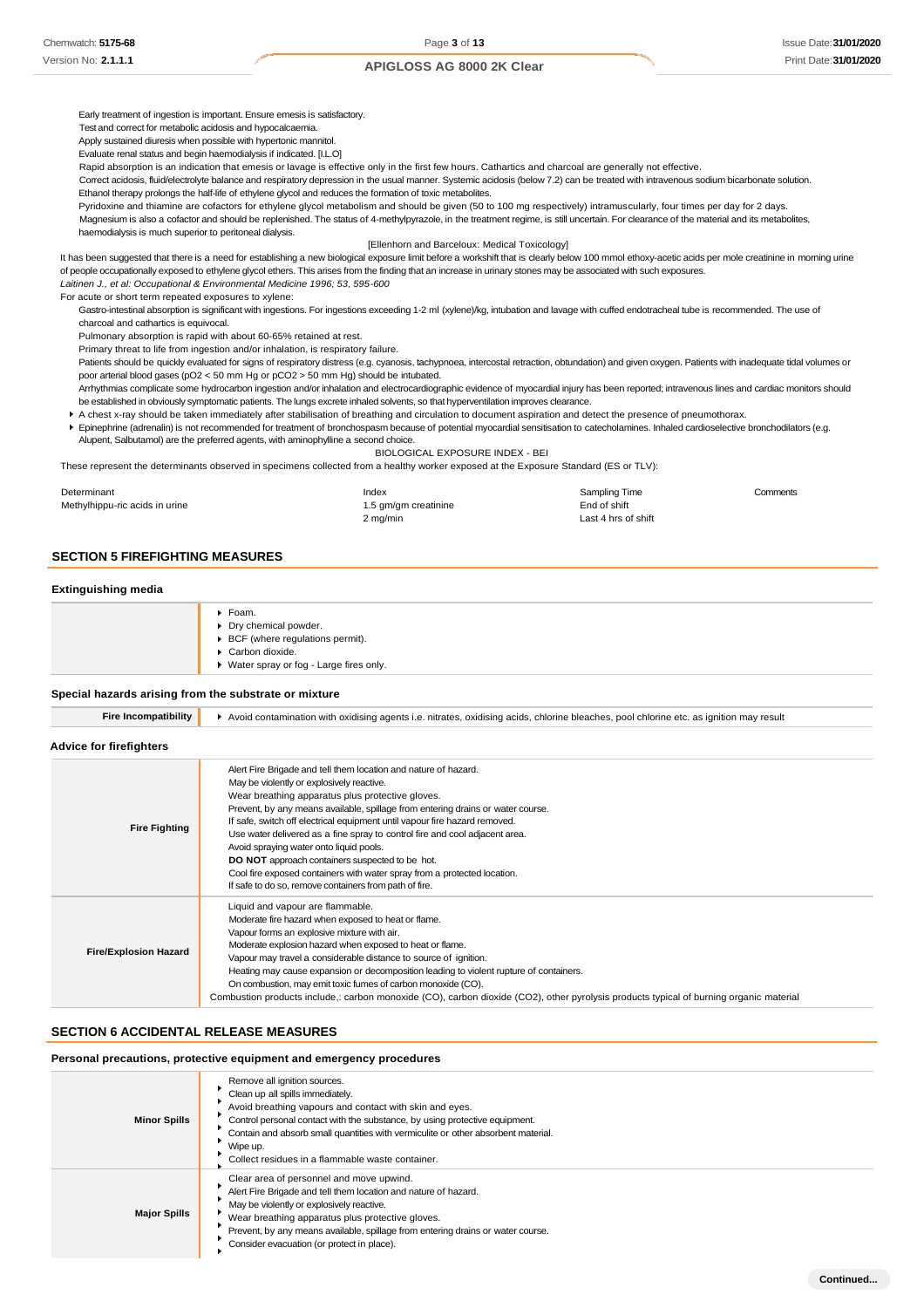Early treatment of ingestion is important. Ensure emesis is satisfactory.
Test and correct for metabolic acidosis and hypocalcaemia.
Apply sustained diuresis when possible with hypertonic mannitol.
Evaluate renal status and begin haemodialysis if indicated. [I.L.O]
Rapid absorption is an indication that emesis or lavage is effective only in the first few hours. Cathartics and charcoal are generally not effective.
Correct acidosis, fluid/electrolyte balance and respiratory depression in the usual manner. Systemic acidosis (below 7.2) can be treated with intravenous sodium bicarbonate solution.
Ethanol therapy prolongs the half-life of ethylene glycol and reduces the formation of toxic metabolites.
Pyridoxine and thiamine are cofactors for ethylene glycol metabolism and should be given (50 to 100 mg respectively) intramuscularly, four times per day for 2 days.
Magnesium is also a cofactor and should be replenished. The status of 4-methylpyrazole, in the treatment regime, is still uncertain. For clearance of the material and its metabolites, haemodialysis is much superior to peritoneal dialysis.

[Ellenhorn and Barceloux: Medical Toxicology]

It has been suggested that there is a need for establishing a new biological exposure limit before a workshift that is clearly below 100 mmol ethoxy-acetic acids per mole creatinine in morning urine of people occupationally exposed to ethylene glycol ethers. This arises from the finding that an increase in urinary stones may be associated with such exposures.
*Laitinen J., et al: Occupational & Environmental Medicine 1996; 53, 595-600*

For acute or short term repeated exposures to xylene:

Gastro-intestinal absorption is significant with ingestions. For ingestions exceeding 1-2 ml (xylene)/kg, intubation and lavage with cuffed endotracheal tube is recommended. The use of charcoal and cathartics is equivocal.
Pulmonary absorption is rapid with about 60-65% retained at rest.
Primary threat to life from ingestion and/or inhalation, is respiratory failure.
Patients should be quickly evaluated for signs of respiratory distress (e.g. cyanosis, tachypnoea, intercostal retraction, obtundation) and given oxygen. Patients with inadequate tidal volumes or poor arterial blood gases (pO2 < 50 mm Hg or pCO2 > 50 mm Hg) should be intubated.
Arrhythmias complicate some hydrocarbon ingestion and/or inhalation and electrocardiographic evidence of myocardial injury has been reported; intravenous lines and cardiac monitors should be established in obviously symptomatic patients. The lungs excrete inhaled solvents, so that hyperventilation improves clearance.

- A chest x-ray should be taken immediately after stabilisation of breathing and circulation to document aspiration and detect the presence of pneumothorax.
- Epinephrine (adrenalin) is not recommended for treatment of bronchospasm because of potential myocardial sensitisation to catecholamines. Inhaled cardioselective bronchodilators (e.g. Alupent, Salbutamol) are the preferred agents, with aminophylline a second choice.

BIOLOGICAL EXPOSURE INDEX - BEI

These represent the determinants observed in specimens collected from a healthy worker exposed at the Exposure Standard (ES or TLV):

| Determinant | Index | Sampling Time | Comments |
|---|---|---|---|
| Methylhippu-ric acids in urine | 1.5 gm/gm creatinine | End of shift | |
| | 2 mg/min | Last 4 hrs of shift | |

## SECTION 5 FIREFIGHTING MEASURES

### Extinguishing media

- Foam.
- Dry chemical powder.
- BCF (where regulations permit).
- Carbon dioxide.
- Water spray or fog - Large fires only.

### Special hazards arising from the substrate or mixture

| | |
|---|---|
| **Fire Incompatibility** | Avoid contamination with oxidising agents i.e. nitrates, oxidising acids, chlorine bleaches, pool chlorine etc. as ignition may result |

### Advice for firefighters

| | |
|---|---|
| **Fire Fighting** | Alert Fire Brigade and tell them location and nature of hazard.<br>May be violently or explosively reactive.<br>Wear breathing apparatus plus protective gloves.<br>Prevent, by any means available, spillage from entering drains or water course.<br>If safe, switch off electrical equipment until vapour fire hazard removed.<br>Use water delivered as a fine spray to control fire and cool adjacent area.<br>Avoid spraying water onto liquid pools.<br>**DO NOT** approach containers suspected to be hot.<br>Cool fire exposed containers with water spray from a protected location.<br>If safe to do so, remove containers from path of fire. |
| **Fire/Explosion Hazard** | Liquid and vapour are flammable.<br>Moderate fire hazard when exposed to heat or flame.<br>Vapour forms an explosive mixture with air.<br>Moderate explosion hazard when exposed to heat or flame.<br>Vapour may travel a considerable distance to source of ignition.<br>Heating may cause expansion or decomposition leading to violent rupture of containers.<br>On combustion, may emit toxic fumes of carbon monoxide (CO).<br>Combustion products include,: carbon monoxide (CO), carbon dioxide (CO2), other pyrolysis products typical of burning organic material |

## SECTION 6 ACCIDENTAL RELEASE MEASURES

### Personal precautions, protective equipment and emergency procedures

| | |
|---|---|
| **Minor Spills** | Remove all ignition sources.<br>Clean up all spills immediately.<br>Avoid breathing vapours and contact with skin and eyes.<br>Control personal contact with the substance, by using protective equipment.<br>Contain and absorb small quantities with vermiculite or other absorbent material.<br>Wipe up.<br>Collect residues in a flammable waste container. |
| **Major Spills** | Clear area of personnel and move upwind.<br>Alert Fire Brigade and tell them location and nature of hazard.<br>May be violently or explosively reactive.<br>Wear breathing apparatus plus protective gloves.<br>Prevent, by any means available, spillage from entering drains or water course.<br>Consider evacuation (or protect in place). |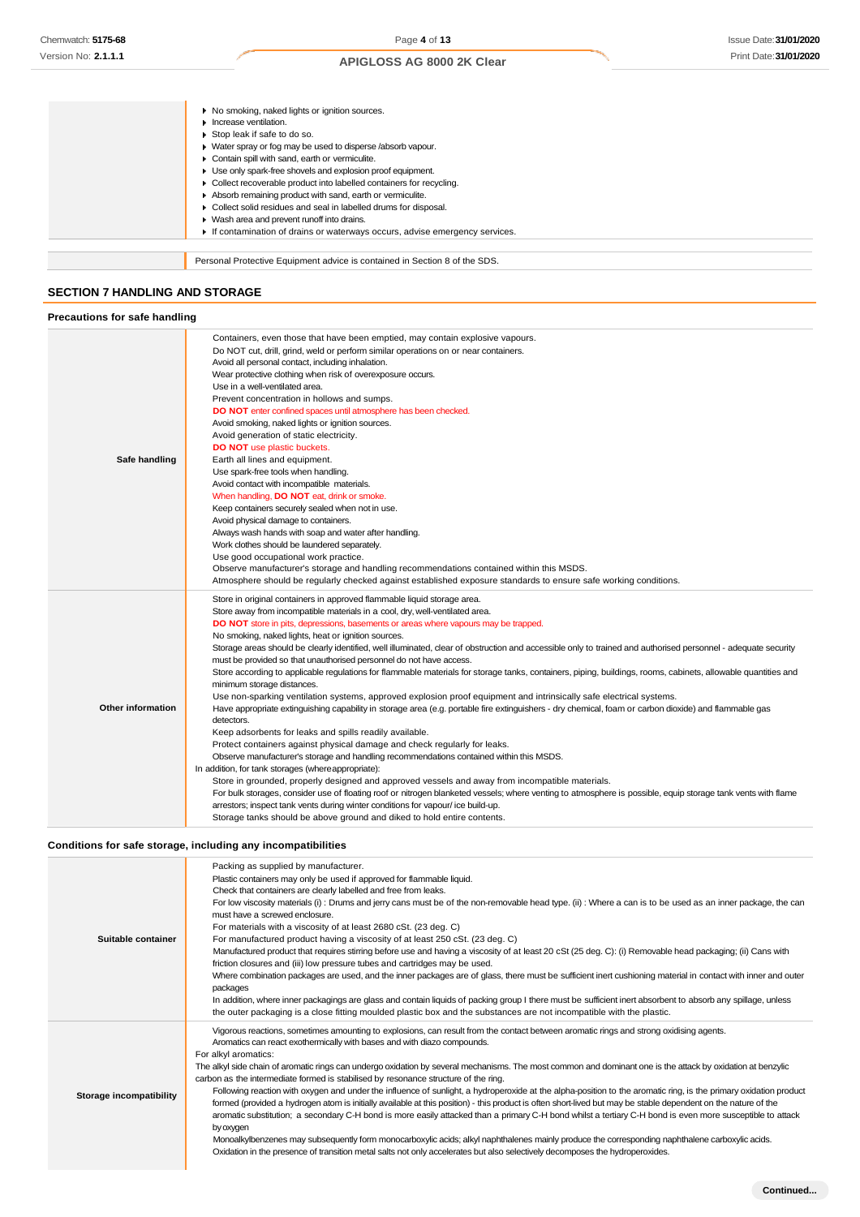|  |  |
|---|---|
|  | ▸ No smoking, naked lights or ignition sources.<br>▸ Increase ventilation.<br>▸ Stop leak if safe to do so.<br>▸ Water spray or fog may be used to disperse /absorb vapour.<br>▸ Contain spill with sand, earth or vermiculite.<br>▸ Use only spark-free shovels and explosion proof equipment.<br>▸ Collect recoverable product into labelled containers for recycling.<br>▸ Absorb remaining product with sand, earth or vermiculite.<br>▸ Collect solid residues and seal in labelled drums for disposal.<br>▸ Wash area and prevent runoff into drains.<br>▸ If contamination of drains or waterways occurs, advise emergency services. |

|  |  |
|---|---|
|  | Personal Protective Equipment advice is contained in Section 8 of the SDS. |

## SECTION 7 HANDLING AND STORAGE

### Precautions for safe handling

|  |  |
|---|---|
| **Safe handling** | Containers, even those that have been emptied, may contain explosive vapours.<br>Do NOT cut, drill, grind, weld or perform similar operations on or near containers.<br>Avoid all personal contact, including inhalation.<br>Wear protective clothing when risk of overexposure occurs.<br>Use in a well-ventilated area.<br>Prevent concentration in hollows and sumps.<br>**DO NOT** enter confined spaces until atmosphere has been checked.<br>Avoid smoking, naked lights or ignition sources.<br>Avoid generation of static electricity.<br>**DO NOT** use plastic buckets.<br>Earth all lines and equipment.<br>Use spark-free tools when handling.<br>Avoid contact with incompatible materials.<br>When handling, **DO NOT** eat, drink or smoke.<br>Keep containers securely sealed when not in use.<br>Avoid physical damage to containers.<br>Always wash hands with soap and water after handling.<br>Work clothes should be laundered separately.<br>Use good occupational work practice.<br>Observe manufacturer's storage and handling recommendations contained within this MSDS.<br>Atmosphere should be regularly checked against established exposure standards to ensure safe working conditions. |
| **Other information** | Store in original containers in approved flammable liquid storage area.<br>Store away from incompatible materials in a cool, dry, well-ventilated area.<br>**DO NOT** store in pits, depressions, basements or areas where vapours may be trapped.<br>No smoking, naked lights, heat or ignition sources.<br>Storage areas should be clearly identified, well illuminated, clear of obstruction and accessible only to trained and authorised personnel - adequate security must be provided so that unauthorised personnel do not have access.<br>Store according to applicable regulations for flammable materials for storage tanks, containers, piping, buildings, rooms, cabinets, allowable quantities and minimum storage distances.<br>Use non-sparking ventilation systems, approved explosion proof equipment and intrinsically safe electrical systems.<br>Have appropriate extinguishing capability in storage area (e.g. portable fire extinguishers - dry chemical, foam or carbon dioxide) and flammable gas detectors.<br>Keep adsorbents for leaks and spills readily available.<br>Protect containers against physical damage and check regularly for leaks.<br>Observe manufacturer's storage and handling recommendations contained within this MSDS.<br>In addition, for tank storages (whereappropriate):<br>Store in grounded, properly designed and approved vessels and away from incompatible materials.<br>For bulk storages, consider use of floating roof or nitrogen blanketed vessels; where venting to atmosphere is possible, equip storage tank vents with flame arrestors; inspect tank vents during winter conditions for vapour/ ice build-up.<br>Storage tanks should be above ground and diked to hold entire contents. |

### Conditions for safe storage, including any incompatibilities

|  |  |
|---|---|
| **Suitable container** | Packing as supplied by manufacturer.<br>Plastic containers may only be used if approved for flammable liquid.<br>Check that containers are clearly labelled and free from leaks.<br>For low viscosity materials (i) : Drums and jerry cans must be of the non-removable head type. (ii) : Where a can is to be used as an inner package, the can must have a screwed enclosure.<br>For materials with a viscosity of at least 2680 cSt. (23 deg. C)<br>For manufactured product having a viscosity of at least 250 cSt. (23 deg. C)<br>Manufactured product that requires stirring before use and having a viscosity of at least 20 cSt (25 deg. C): (i) Removable head packaging; (ii) Cans with friction closures and (iii) low pressure tubes and cartridges may be used.<br>Where combination packages are used, and the inner packages are of glass, there must be sufficient inert cushioning material in contact with inner and outer packages<br>In addition, where inner packagings are glass and contain liquids of packing group I there must be sufficient inert absorbent to absorb any spillage, unless the outer packaging is a close fitting moulded plastic box and the substances are not incompatible with the plastic. |
| **Storage incompatibility** | Vigorous reactions, sometimes amounting to explosions, can result from the contact between aromatic rings and strong oxidising agents.<br>Aromatics can react exothermically with bases and with diazo compounds.<br>For alkyl aromatics:<br>The alkyl side chain of aromatic rings can undergo oxidation by several mechanisms. The most common and dominant one is the attack by oxidation at benzylic carbon as the intermediate formed is stabilised by resonance structure of the ring.<br>Following reaction with oxygen and under the influence of sunlight, a hydroperoxide at the alpha-position to the aromatic ring, is the primary oxidation product formed (provided a hydrogen atom is initially available at this position) - this product is often short-lived but may be stable dependent on the nature of the aromatic substitution; a secondary C-H bond is more easily attacked than a primary C-H bond whilst a tertiary C-H bond is even more susceptible to attack by oxygen<br>Monoalkylbenzenes may subsequently form monocarboxylic acids; alkyl naphthalenes mainly produce the corresponding naphthalene carboxylic acids.<br>Oxidation in the presence of transition metal salts not only accelerates but also selectively decomposes the hydroperoxides. |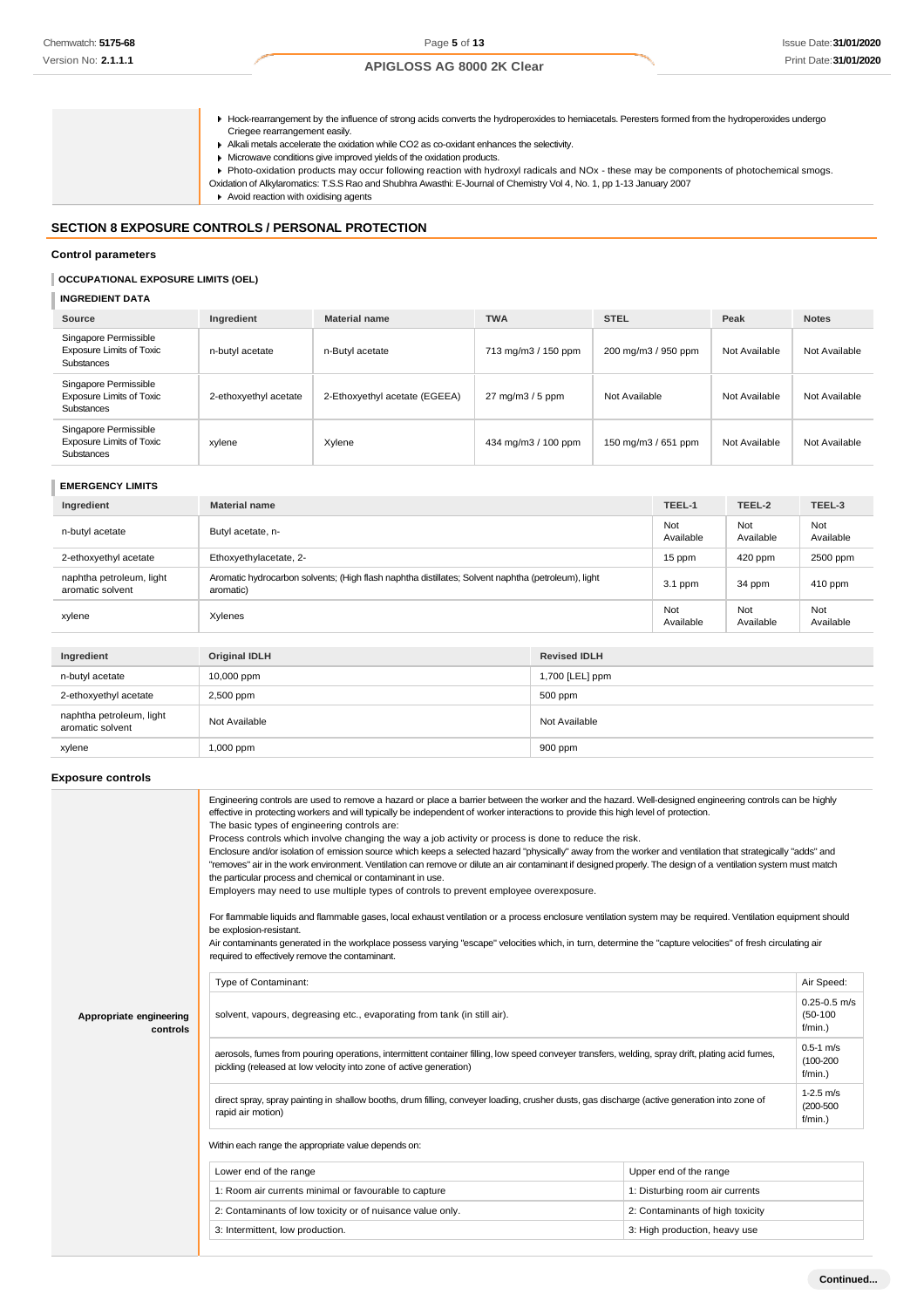- Hock-rearrangement by the influence of strong acids converts the hydroperoxides to hemiacetals. Peresters formed from the hydroperoxides undergo Criegee rearrangement easily.
- Alkali metals accelerate the oxidation while $CO_2$ as co-oxidant enhances the selectivity.
- Microwave conditions give improved yields of the oxidation products.
- Photo-oxidation products may occur following reaction with hydroxyl radicals and NOx - these may be components of photochemical smogs.

Oxidation of Alkylaromatics: T.S.S Rao and Shubhra Awasthi: E-Journal of Chemistry Vol 4, No. 1, pp 1-13 January 2007

- Avoid reaction with oxidising agents

## SECTION 8 EXPOSURE CONTROLS / PERSONAL PROTECTION

### Control parameters

#### OCCUPATIONAL EXPOSURE LIMITS (OEL)

#### INGREDIENT DATA

| Source | Ingredient | Material name | TWA | STEL | Peak | Notes |
|---|---|---|---|---|---|---|
| Singapore Permissible Exposure Limits of Toxic Substances | n-butyl acetate | n-Butyl acetate | 713 mg/m3 / 150 ppm | 200 mg/m3 / 950 ppm | Not Available | Not Available |
| Singapore Permissible Exposure Limits of Toxic Substances | 2-ethoxyethyl acetate | 2-Ethoxyethyl acetate (EGEEA) | 27 mg/m3 / 5 ppm | Not Available | Not Available | Not Available |
| Singapore Permissible Exposure Limits of Toxic Substances | xylene | Xylene | 434 mg/m3 / 100 ppm | 150 mg/m3 / 651 ppm | Not Available | Not Available |

#### EMERGENCY LIMITS

| Ingredient | Material name | TEEL-1 | TEEL-2 | TEEL-3 |
|---|---|---|---|---|
| n-butyl acetate | Butyl acetate, n- | Not Available | Not Available | Not Available |
| 2-ethoxyethyl acetate | Ethoxyethylacetate, 2- | 15 ppm | 420 ppm | 2500 ppm |
| naphtha petroleum, light aromatic solvent | Aromatic hydrocarbon solvents; (High flash naphtha distillates; Solvent naphtha (petroleum), light aromatic) | 3.1 ppm | 34 ppm | 410 ppm |
| xylene | Xylenes | Not Available | Not Available | Not Available |

| Ingredient | Original IDLH | Revised IDLH |
|---|---|---|
| n-butyl acetate | 10,000 ppm | 1,700 [LEL] ppm |
| 2-ethoxyethyl acetate | 2,500 ppm | 500 ppm |
| naphtha petroleum, light aromatic solvent | Not Available | Not Available |
| xylene | 1,000 ppm | 900 ppm |

### Exposure controls

**Appropriate engineering controls**

Engineering controls are used to remove a hazard or place a barrier between the worker and the hazard. Well-designed engineering controls can be highly effective in protecting workers and will typically be independent of worker interactions to provide this high level of protection.
The basic types of engineering controls are:
Process controls which involve changing the way a job activity or process is done to reduce the risk.
Enclosure and/or isolation of emission source which keeps a selected hazard "physically" away from the worker and ventilation that strategically "adds" and "removes" air in the work environment. Ventilation can remove or dilute an air contaminant if designed properly. The design of a ventilation system must match the particular process and chemical or contaminant in use.
Employers may need to use multiple types of controls to prevent employee overexposure.

For flammable liquids and flammable gases, local exhaust ventilation or a process enclosure ventilation system may be required. Ventilation equipment should be explosion-resistant.
Air contaminants generated in the workplace possess varying "escape" velocities which, in turn, determine the "capture velocities" of fresh circulating air required to effectively remove the contaminant.

| Type of Contaminant: | Air Speed: |
|---|---|
| solvent, vapours, degreasing etc., evaporating from tank (in still air). | 0.25-0.5 m/s (50-100 f/min.) |
| aerosols, fumes from pouring operations, intermittent container filling, low speed conveyer transfers, welding, spray drift, plating acid fumes, pickling (released at low velocity into zone of active generation) | 0.5-1 m/s (100-200 f/min.) |
| direct spray, spray painting in shallow booths, drum filling, conveyer loading, crusher dusts, gas discharge (active generation into zone of rapid air motion) | 1-2.5 m/s (200-500 f/min.) |

Within each range the appropriate value depends on:

| Lower end of the range | Upper end of the range |
|---|---|
| 1: Room air currents minimal or favourable to capture | 1: Disturbing room air currents |
| 2: Contaminants of low toxicity or of nuisance value only. | 2: Contaminants of high toxicity |
| 3: Intermittent, low production. | 3: High production, heavy use |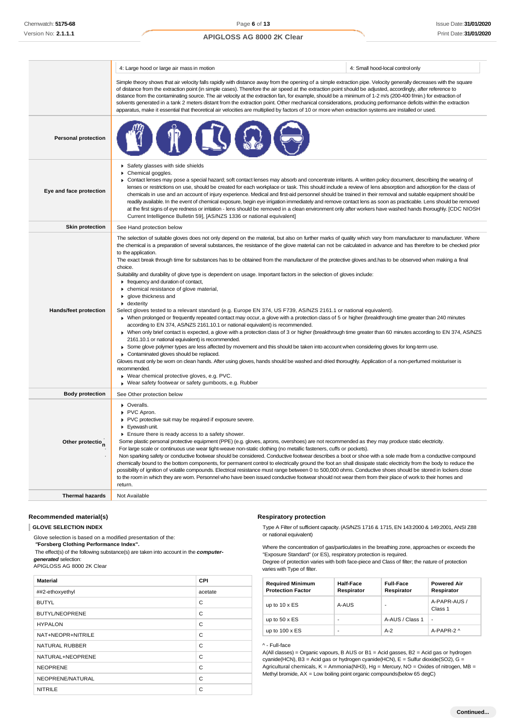| | |
|---|---|
| | 4: Large hood or large air mass in motion / 4: Small hood-local control only<br><br>Simple theory shows that air velocity falls rapidly with distance away from the opening of a simple extraction pipe. Velocity generally decreases with the square of distance from the extraction point (in simple cases). Therefore the air speed at the extraction point should be adjusted, accordingly, after reference to distance from the contaminating source. The air velocity at the extraction fan, for example, should be a minimum of 1-2 m/s (200-400 f/min.) for extraction of solvents generated in a tank 2 meters distant from the extraction point. Other mechanical considerations, producing performance deficits within the extraction apparatus, make it essential that theoretical air velocities are multiplied by factors of 10 or more when extraction systems are installed or used. |
| **Personal protection** | |
| **Eye and face protection** | ▸ Safety glasses with side shields<br>▸ Chemical goggles.<br>▸ Contact lenses may pose a special hazard; soft contact lenses may absorb and concentrate irritants. A written policy document, describing the wearing of lenses or restrictions on use, should be created for each workplace or task. This should include a review of lens absorption and adsorption for the class of chemicals in use and an account of injury experience. Medical and first-aid personnel should be trained in their removal and suitable equipment should be readily available. In the event of chemical exposure, begin eye irrigation immediately and remove contact lens as soon as practicable. Lens should be removed at the first signs of eye redness or irritation - lens should be removed in a clean environment only after workers have washed hands thoroughly. [CDC NIOSH Current Intelligence Bulletin 59], [AS/NZS 1336 or national equivalent] |
| **Skin protection** | See Hand protection below |
| **Hands/feet protection** | The selection of suitable gloves does not only depend on the material, but also on further marks of quality which vary from manufacturer to manufacturer. Where the chemical is a preparation of several substances, the resistance of the glove material can not be calculated in advance and has therefore to be checked prior to the application.<br>The exact break through time for substances has to be obtained from the manufacturer of the protective gloves and.has to be observed when making a final choice.<br>Suitability and durability of glove type is dependent on usage. Important factors in the selection of gloves include:<br>▸ frequency and duration of contact,<br>▸ chemical resistance of glove material,<br>▸ glove thickness and<br>▸ dexterity<br>Select gloves tested to a relevant standard (e.g. Europe EN 374, US F739, AS/NZS 2161.1 or national equivalent).<br>▸ When prolonged or frequently repeated contact may occur, a glove with a protection class of 5 or higher (breakthrough time greater than 240 minutes according to EN 374, AS/NZS 2161.10.1 or national equivalent) is recommended.<br>▸ When only brief contact is expected, a glove with a protection class of 3 or higher (breakthrough time greater than 60 minutes according to EN 374, AS/NZS 2161.10.1 or national equivalent) is recommended.<br>▸ Some glove polymer types are less affected by movement and this should be taken into account when considering gloves for long-term use.<br>▸ Contaminated gloves should be replaced.<br>Gloves must only be worn on clean hands. After using gloves, hands should be washed and dried thoroughly. Application of a non-perfumed moisturiser is recommended.<br>▸ Wear chemical protective gloves, e.g. PVC.<br>▸ Wear safety footwear or safety gumboots, e.g. Rubber |
| **Body protection** | See Other protection below |
| **Other protection** | ▸ Overalls.<br>▸ PVC Apron.<br>▸ PVC protective suit may be required if exposure severe.<br>▸ Eyewash unit.<br>▸ Ensure there is ready access to a safety shower.<br>Some plastic personal protective equipment (PPE) (e.g. gloves, aprons, overshoes) are not recommended as they may produce static electricity.<br>For large scale or continuous use wear tight-weave non-static clothing (no metallic fasteners, cuffs or pockets).<br>Non sparking safety or conductive footwear should be considered. Conductive footwear describes a boot or shoe with a sole made from a conductive compound chemically bound to the bottom components, for permanent control to electrically ground the foot an shall dissipate static electricity from the body to reduce the possibility of ignition of volatile compounds. Electrical resistance must range between 0 to 500,000 ohms. Conductive shoes should be stored in lockers close to the room in which they are worn. Personnel who have been issued conductive footwear should not wear them from their place of work to their homes and return. |
| **Thermal hazards** | Not Available |

### Recommended material(s)

**GLOVE SELECTION INDEX**

Glove selection is based on a modified presentation of the:
**"Forsberg Clothing Performance Index".**
The effect(s) of the following substance(s) are taken into account in the ***computer-generated*** selection:
APIGLOSS AG 8000 2K Clear

| Material | CPI |
|---|---|
| ##2-ethoxyethyl | acetate |
| BUTYL | C |
| BUTYL/NEOPRENE | C |
| HYPALON | C |
| NAT+NEOPR+NITRILE | C |
| NATURAL RUBBER | C |
| NATURAL+NEOPRENE | C |
| NEOPRENE | C |
| NEOPRENE/NATURAL | C |
| NITRILE | C |

### Respiratory protection

Type A Filter of sufficient capacity. (AS/NZS 1716 & 1715, EN 143:2000 & 149:2001, ANSI Z88 or national equivalent)

Where the concentration of gas/particulates in the breathing zone, approaches or exceeds the "Exposure Standard" (or ES), respiratory protection is required.
Degree of protection varies with both face-piece and Class of filter; the nature of protection varies with Type of filter.

| Required Minimum Protection Factor | Half-Face Respirator | Full-Face Respirator | Powered Air Respirator |
|---|---|---|---|
| up to 10 x ES | A-AUS | - | A-PAPR-AUS / Class 1 |
| up to 50 x ES | - | A-AUS / Class 1 | - |
| up to 100 x ES | - | A-2 | A-PAPR-2 ^ |

^ - Full-face

A(All classes) = Organic vapours, B AUS or B1 = Acid gasses, B2 = Acid gas or hydrogen cyanide(HCN), B3 = Acid gas or hydrogen cyanide(HCN), E = Sulfur dioxide($SO_2$), G = Agricultural chemicals, K = Ammonia($NH_3$), Hg = Mercury, NO = Oxides of nitrogen, MB = Methyl bromide, AX = Low boiling point organic compounds(below 65 degC)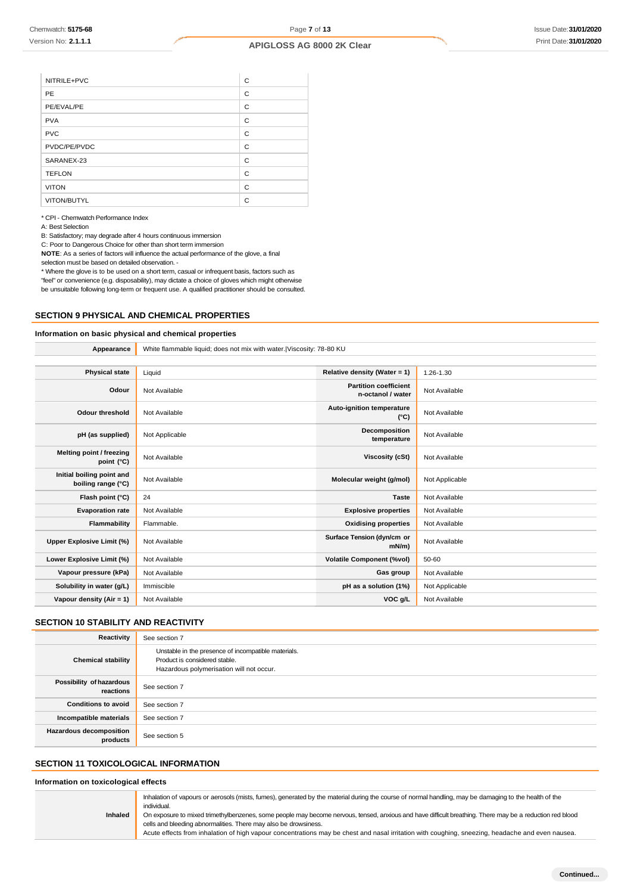| | |
|---|---|
| NITRILE+PVC | C |
| PE | C |
| PE/EVAL/PE | C |
| PVA | C |
| PVC | C |
| PVDC/PE/PVDC | C |
| SARANEX-23 | C |
| TEFLON | C |
| VITON | C |
| VITON/BUTYL | C |

* CPI - Chemwatch Performance Index

A: Best Selection

B: Satisfactory; may degrade after 4 hours continuous immersion

C: Poor to Dangerous Choice for other than short term immersion

**NOTE**: As a series of factors will influence the actual performance of the glove, a final selection must be based on detailed observation. -

* Where the glove is to be used on a short term, casual or infrequent basis, factors such as "feel" or convenience (e.g. disposability), may dictate a choice of gloves which might otherwise be unsuitable following long-term or frequent use. A qualified practitioner should be consulted.

## SECTION 9 PHYSICAL AND CHEMICAL PROPERTIES

### Information on basic physical and chemical properties

| | |
|---|---|
| **Appearance** | White flammable liquid; does not mix with water.\|Viscosity: 78-80 KU |

| | | | |
|---|---|---|---|
| **Physical state** | Liquid | **Relative density (Water = 1)** | 1.26-1.30 |
| **Odour** | Not Available | **Partition coefficient n-octanol / water** | Not Available |
| **Odour threshold** | Not Available | **Auto-ignition temperature (°C)** | Not Available |
| **pH (as supplied)** | Not Applicable | **Decomposition temperature** | Not Available |
| **Melting point / freezing point (°C)** | Not Available | **Viscosity (cSt)** | Not Available |
| **Initial boiling point and boiling range (°C)** | Not Available | **Molecular weight (g/mol)** | Not Applicable |
| **Flash point (°C)** | 24 | **Taste** | Not Available |
| **Evaporation rate** | Not Available | **Explosive properties** | Not Available |
| **Flammability** | Flammable. | **Oxidising properties** | Not Available |
| **Upper Explosive Limit (%)** | Not Available | **Surface Tension (dyn/cm or mN/m)** | Not Available |
| **Lower Explosive Limit (%)** | Not Available | **Volatile Component (%vol)** | 50-60 |
| **Vapour pressure (kPa)** | Not Available | **Gas group** | Not Available |
| **Solubility in water (g/L)** | Immiscible | **pH as a solution (1%)** | Not Applicable |
| **Vapour density (Air = 1)** | Not Available | **VOC g/L** | Not Available |

## SECTION 10 STABILITY AND REACTIVITY

| | |
|---|---|
| **Reactivity** | See section 7 |
| **Chemical stability** | Unstable in the presence of incompatible materials.<br>Product is considered stable.<br>Hazardous polymerisation will not occur. |
| **Possibility of hazardous reactions** | See section 7 |
| **Conditions to avoid** | See section 7 |
| **Incompatible materials** | See section 7 |
| **Hazardous decomposition products** | See section 5 |

## SECTION 11 TOXICOLOGICAL INFORMATION

### Information on toxicological effects

| | |
|---|---|
| **Inhaled** | Inhalation of vapours or aerosols (mists, fumes), generated by the material during the course of normal handling, may be damaging to the health of the individual.<br>On exposure to mixed trimethylbenzenes, some people may become nervous, tensed, anxious and have difficult breathing. There may be a reduction red blood cells and bleeding abnormalities. There may also be drowsiness.<br>Acute effects from inhalation of high vapour concentrations may be chest and nasal irritation with coughing, sneezing, headache and even nausea. |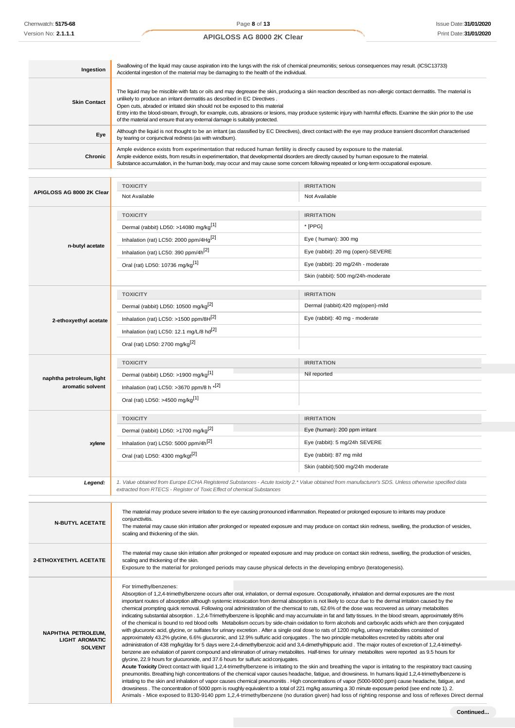| | |
|---|---|
| **Ingestion** | Swallowing of the liquid may cause aspiration into the lungs with the risk of chemical pneumonitis; serious consequences may result. (ICSC13733) Accidental ingestion of the material may be damaging to the health of the individual. |
| **Skin Contact** | The liquid may be miscible with fats or oils and may degrease the skin, producing a skin reaction described as non-allergic contact dermatitis. The material is unlikely to produce an irritant dermatitis as described in EC Directives . Open cuts, abraded or irritated skin should not be exposed to this material Entry into the blood-stream, through, for example, cuts, abrasions or lesions, may produce systemic injury with harmful effects. Examine the skin prior to the use of the material and ensure that any external damage is suitably protected. |
| **Eye** | Although the liquid is not thought to be an irritant (as classified by EC Directives), direct contact with the eye may produce transient discomfort characterised by tearing or conjunctival redness (as with windburn). |
| **Chronic** | Ample evidence exists from experimentation that reduced human fertility is directly caused by exposure to the material. Ample evidence exists, from results in experimentation, that developmental disorders are directly caused by human exposure to the material. Substance accumulation, in the human body, may occur and may cause some concern following repeated or long-term occupational exposure. |

| | TOXICITY | IRRITATION |
|---|---|---|
| **APIGLOSS AG 8000 2K Clear** | Not Available | Not Available |
| **n-butyl acetate** | Dermal (rabbit) LD50: >14080 mg/kg[1] | * [PPG] |
| | Inhalation (rat) LC50: 2000 ppm/4Hg[2] | Eye ( human): 300 mg |
| | Inhalation (rat) LC50: 390 ppm/4h[2] | Eye (rabbit): 20 mg (open)-SEVERE |
| | Oral (rat) LD50: 10736 mg/kg[1] | Eye (rabbit): 20 mg/24h - moderate |
| | | Skin (rabbit): 500 mg/24h-moderate |
| **2-ethoxyethyl acetate** | Dermal (rabbit) LD50: 10500 mg/kg[2] | Dermal (rabbit):420 mg(open)-mild |
| | Inhalation (rat) LC50: >1500 ppm/8H[2] | Eye (rabbit): 40 mg - moderate |
| | Inhalation (rat) LC50: 12.1 mg/L/8 hd[2] | |
| | Oral (rat) LD50: 2700 mg/kg[2] | |
| **naphtha petroleum, light aromatic solvent** | Dermal (rabbit) LD50: >1900 mg/kg[1] | Nil reported |
| | Inhalation (rat) LC50: >3670 ppm/8 h *[2] | |
| | Oral (rat) LD50: >4500 mg/kg[1] | |
| **xylene** | Dermal (rabbit) LD50: >1700 mg/kg[2] | Eye (human): 200 ppm irritant |
| | Inhalation (rat) LC50: 5000 ppm/4h[2] | Eye (rabbit): 5 mg/24h SEVERE |
| | Oral (rat) LD50: 4300 mg/kgt[2] | Eye (rabbit): 87 mg mild |
| | | Skin (rabbit):500 mg/24h moderate |
| ***Legend:*** | *1. Value obtained from Europe ECHA Registered Substances - Acute toxicity 2.\* Value obtained from manufacturer's SDS. Unless otherwise specified data extracted from RTECS - Register of Toxic Effect of chemical Substances* | |

| | |
|---|---|
| **N-BUTYL ACETATE** | The material may produce severe irritation to the eye causing pronounced inflammation. Repeated or prolonged exposure to irritants may produce conjunctivitis. The material may cause skin irritation after prolonged or repeated exposure and may produce on contact skin redness, swelling, the production of vesicles, scaling and thickening of the skin. |
| **2-ETHOXYETHYL ACETATE** | The material may cause skin irritation after prolonged or repeated exposure and may produce on contact skin redness, swelling, the production of vesicles, scaling and thickening of the skin. Exposure to the material for prolonged periods may cause physical defects in the developing embryo (teratogenesis). |
| **NAPHTHA PETROLEUM, LIGHT AROMATIC SOLVENT** | For trimethylbenzenes: Absorption of 1,2,4-trimethylbenzene occurs after oral, inhalation, or dermal exposure. Occupationally, inhalation and dermal exposures are the most important routes of absorption although systemic intoxication from dermal absorption is not likely to occur due to the dermal irritation caused by the chemical prompting quick removal. Following oral administration of the chemical to rats, 62.6% of the dose was recovered as urinary metabolites indicating substantial absorption . 1,2,4-Trimethylbenzene is lipophilic and may accumulate in fat and fatty tissues. In the blood stream, approximately 85% of the chemical is bound to red blood cells Metabolism occurs by side-chain oxidation to form alcohols and carboxylic acids which are then conjugated with glucuronic acid, glycine, or sulfates for urinary excretion . After a single oral dose to rats of 1200 mg/kg, urinary metabolites consisted of approximately 43.2% glycine, 6.6% glucuronic, and 12.9% sulfuric acid conjugates . The two principle metabolites excreted by rabbits after oral administration of 438 mg/kg/day for 5 days were 2,4-dimethylbenzoic acid and 3,4-dimethylhippuric acid . The major routes of excretion of 1,2,4-trimethyl-benzene are exhalation of parent compound and elimination of urinary metabolites. Half-times for urinary metabolites were reported as 9.5 hours for glycine, 22.9 hours for glucuronide, and 37.6 hours for sulfuric acid conjugates. **Acute Toxicity** Direct contact with liquid 1,2,4-trimethylbenzene is irritating to the skin and breathing the vapor is irritating to the respiratory tract causing pneumonitis. Breathing high concentrations of the chemical vapor causes headache, fatigue, and drowsiness. In humans liquid 1,2,4-trimethylbenzene is irritating to the skin and inhalation of vapor causes chemical pneumonitis . High concentrations of vapor (5000-9000 ppm) cause headache, fatigue, and drowsiness . The concentration of 5000 ppm is roughly equivalent to a total of 221 mg/kg assuming a 30 minute exposure period (see end note 1). 2. Animals - Mice exposed to 8130-9140 ppm 1,2,4-trimethylbenzene (no duration given) had loss of righting response and loss of reflexes Direct dermal |

**Continued...**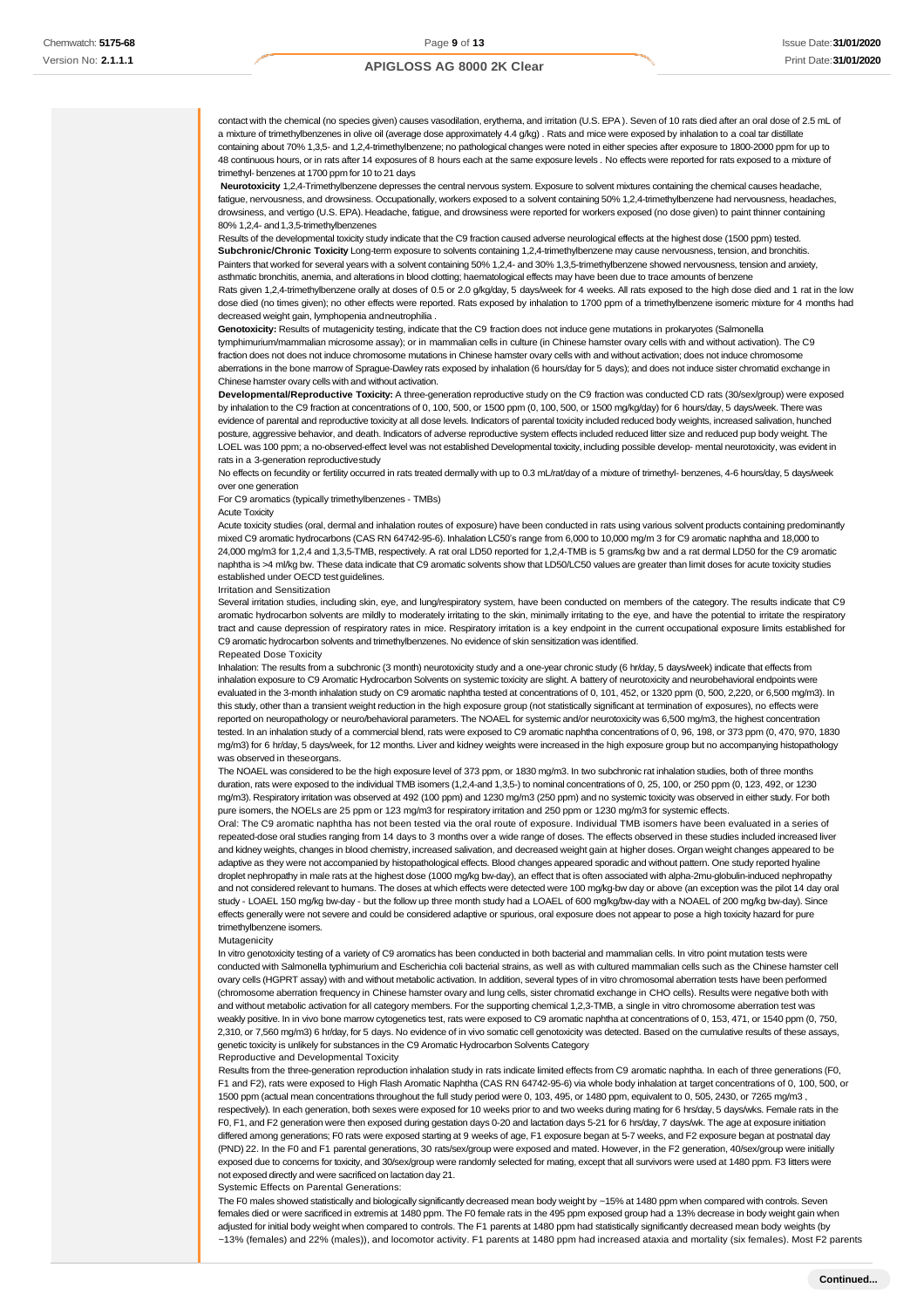contact with the chemical (no species given) causes vasodilation, erythema, and irritation (U.S. EPA). Seven of 10 rats died after an oral dose of 2.5 mL of a mixture of trimethylbenzenes in olive oil (average dose approximately 4.4 g/kg) . Rats and mice were exposed by inhalation to a coal tar distillate containing about 70% 1,3,5- and 1,2,4-trimethylbenzene; no pathological changes were noted in either species after exposure to 1800-2000 ppm for up to 48 continuous hours, or in rats after 14 exposures of 8 hours each at the same exposure levels . No effects were reported for rats exposed to a mixture of trimethyl- benzenes at 1700 ppm for 10 to 21 days

**Neurotoxicity** 1,2,4-Trimethylbenzene depresses the central nervous system. Exposure to solvent mixtures containing the chemical causes headache, fatigue, nervousness, and drowsiness. Occupationally, workers exposed to a solvent containing 50% 1,2,4-trimethylbenzene had nervousness, headaches, drowsiness, and vertigo (U.S. EPA). Headache, fatigue, and drowsiness were reported for workers exposed (no dose given) to paint thinner containing 80% 1,2,4- and 1,3,5-trimethylbenzenes

Results of the developmental toxicity study indicate that the C9 fraction caused adverse neurological effects at the highest dose (1500 ppm) tested.

**Subchronic/Chronic Toxicity** Long-term exposure to solvents containing 1,2,4-trimethylbenzene may cause nervousness, tension, and bronchitis. Painters that worked for several years with a solvent containing 50% 1,2,4- and 30% 1,3,5-trimethylbenzene showed nervousness, tension and anxiety, asthmatic bronchitis, anemia, and alterations in blood clotting; haematological effects may have been due to trace amounts of benzene

Rats given 1,2,4-trimethylbenzene orally at doses of 0.5 or 2.0 g/kg/day, 5 days/week for 4 weeks. All rats exposed to the high dose died and 1 rat in the low dose died (no times given); no other effects were reported. Rats exposed by inhalation to 1700 ppm of a trimethylbenzene isomeric mixture for 4 months had decreased weight gain, lymphopenia and neutrophilia .

**Genotoxicity:** Results of mutagenicity testing, indicate that the C9 fraction does not induce gene mutations in prokaryotes (Salmonella tymphimurium/mammalian microsome assay); or in mammalian cells in culture (in Chinese hamster ovary cells with and without activation). The C9 fraction does not does not induce chromosome mutations in Chinese hamster ovary cells with and without activation; does not induce chromosome aberrations in the bone marrow of Sprague-Dawley rats exposed by inhalation (6 hours/day for 5 days); and does not induce sister chromatid exchange in Chinese hamster ovary cells with and without activation.

**Developmental/Reproductive Toxicity:** A three-generation reproductive study on the C9 fraction was conducted CD rats (30/sex/group) were exposed by inhalation to the C9 fraction at concentrations of 0, 100, 500, or 1500 ppm (0, 100, 500, or 1500 mg/kg/day) for 6 hours/day, 5 days/week. There was evidence of parental and reproductive toxicity at all dose levels. Indicators of parental toxicity included reduced body weights, increased salivation, hunched posture, aggressive behavior, and death. Indicators of adverse reproductive system effects included reduced litter size and reduced pup body weight. The LOEL was 100 ppm; a no-observed-effect level was not established Developmental toxicity, including possible develop- mental neurotoxicity, was evident in rats in a 3-generation reproductive study

No effects on fecundity or fertility occurred in rats treated dermally with up to 0.3 mL/rat/day of a mixture of trimethyl- benzenes, 4-6 hours/day, 5 days/week over one generation

For C9 aromatics (typically trimethylbenzenes - TMBs)

Acute Toxicity

Acute toxicity studies (oral, dermal and inhalation routes of exposure) have been conducted in rats using various solvent products containing predominantly mixed C9 aromatic hydrocarbons (CAS RN 64742-95-6). Inhalation LC50's range from 6,000 to 10,000 mg/m 3 for C9 aromatic naphtha and 18,000 to 24,000 mg/m3 for 1,2,4 and 1,3,5-TMB, respectively. A rat oral LD50 reported for 1,2,4-TMB is 5 grams/kg bw and a rat dermal LD50 for the C9 aromatic naphtha is >4 ml/kg bw. These data indicate that C9 aromatic solvents show that LD50/LC50 values are greater than limit doses for acute toxicity studies established under OECD test guidelines.

Irritation and Sensitization

Several irritation studies, including skin, eye, and lung/respiratory system, have been conducted on members of the category. The results indicate that C9 aromatic hydrocarbon solvents are mildly to moderately irritating to the skin, minimally irritating to the eye, and have the potential to irritate the respiratory tract and cause depression of respiratory rates in mice. Respiratory irritation is a key endpoint in the current occupational exposure limits established for C9 aromatic hydrocarbon solvents and trimethylbenzenes. No evidence of skin sensitization was identified.

Repeated Dose Toxicity

Inhalation: The results from a subchronic (3 month) neurotoxicity study and a one-year chronic study (6 hr/day, 5 days/week) indicate that effects from inhalation exposure to C9 Aromatic Hydrocarbon Solvents on systemic toxicity are slight. A battery of neurotoxicity and neurobehavioral endpoints were evaluated in the 3-month inhalation study on C9 aromatic naphtha tested at concentrations of 0, 101, 452, or 1320 ppm (0, 500, 2,220, or 6,500 mg/m3). In this study, other than a transient weight reduction in the high exposure group (not statistically significant at termination of exposures), no effects were reported on neuropathology or neuro/behavioral parameters. The NOAEL for systemic and/or neurotoxicity was 6,500 mg/m3, the highest concentration tested. In an inhalation study of a commercial blend, rats were exposed to C9 aromatic naphtha concentrations of 0, 96, 198, or 373 ppm (0, 470, 970, 1830 mg/m3) for 6 hr/day, 5 days/week, for 12 months. Liver and kidney weights were increased in the high exposure group but no accompanying histopathology was observed in these organs.

The NOAEL was considered to be the high exposure level of 373 ppm, or 1830 mg/m3. In two subchronic rat inhalation studies, both of three months duration, rats were exposed to the individual TMB isomers (1,2,4-and 1,3,5-) to nominal concentrations of 0, 25, 100, or 250 ppm (0, 123, 492, or 1230 mg/m3). Respiratory irritation was observed at 492 (100 ppm) and 1230 mg/m3 (250 ppm) and no systemic toxicity was observed in either study. For both pure isomers, the NOELs are 25 ppm or 123 mg/m3 for respiratory irritation and 250 ppm or 1230 mg/m3 for systemic effects.

Oral: The C9 aromatic naphtha has not been tested via the oral route of exposure. Individual TMB isomers have been evaluated in a series of repeated-dose oral studies ranging from 14 days to 3 months over a wide range of doses. The effects observed in these studies included increased liver and kidney weights, changes in blood chemistry, increased salivation, and decreased weight gain at higher doses. Organ weight changes appeared to be adaptive as they were not accompanied by histopathological effects. Blood changes appeared sporadic and without pattern. One study reported hyaline droplet nephropathy in male rats at the highest dose (1000 mg/kg bw-day), an effect that is often associated with alpha-2mu-globulin-induced nephropathy and not considered relevant to humans. The doses at which effects were detected were 100 mg/kg-bw day or above (an exception was the pilot 14 day oral study - LOAEL 150 mg/kg bw-day - but the follow up three month study had a LOAEL of 600 mg/kg/bw-day with a NOAEL of 200 mg/kg bw-day). Since effects generally were not severe and could be considered adaptive or spurious, oral exposure does not appear to pose a high toxicity hazard for pure trimethylbenzene isomers.

Mutagenicity

In vitro genotoxicity testing of a variety of C9 aromatics has been conducted in both bacterial and mammalian cells. In vitro point mutation tests were conducted with Salmonella typhimurium and Escherichia coli bacterial strains, as well as with cultured mammalian cells such as the Chinese hamster cell ovary cells (HGPRT assay) with and without metabolic activation. In addition, several types of in vitro chromosomal aberration tests have been performed (chromosome aberration frequency in Chinese hamster ovary and lung cells, sister chromatid exchange in CHO cells). Results were negative both with and without metabolic activation for all category members. For the supporting chemical 1,2,3-TMB, a single in vitro chromosome aberration test was weakly positive. In in vivo bone marrow cytogenetics test, rats were exposed to C9 aromatic naphtha at concentrations of 0, 153, 471, or 1540 ppm (0, 750, 2,310, or 7,560 mg/m3) 6 hr/day, for 5 days. No evidence of in vivo somatic cell genotoxicity was detected. Based on the cumulative results of these assays, genetic toxicity is unlikely for substances in the C9 Aromatic Hydrocarbon Solvents Category

Reproductive and Developmental Toxicity

Results from the three-generation reproduction inhalation study in rats indicate limited effects from C9 aromatic naphtha. In each of three generations (F0, F1 and F2), rats were exposed to High Flash Aromatic Naphtha (CAS RN 64742-95-6) via whole body inhalation at target concentrations of 0, 100, 500, or 1500 ppm (actual mean concentrations throughout the full study period were 0, 103, 495, or 1480 ppm, equivalent to 0, 505, 2430, or 7265 mg/m3 , respectively). In each generation, both sexes were exposed for 10 weeks prior to and two weeks during mating for 6 hrs/day, 5 days/wks. Female rats in the F0, F1, and F2 generation were then exposed during gestation days 0-20 and lactation days 5-21 for 6 hrs/day, 7 days/wk. The age at exposure initiation differed among generations; F0 rats were exposed starting at 9 weeks of age, F1 exposure began at 5-7 weeks, and F2 exposure began at postnatal day (PND) 22. In the F0 and F1 parental generations, 30 rats/sex/group were exposed and mated. However, in the F2 generation, 40/sex/group were initially exposed due to concerns for toxicity, and 30/sex/group were randomly selected for mating, except that all survivors were used at 1480 ppm. F3 litters were not exposed directly and were sacrificed on lactation day 21.

Systemic Effects on Parental Generations:

The F0 males showed statistically and biologically significantly decreased mean body weight by ~15% at 1480 ppm when compared with controls. Seven females died or were sacrificed in extremis at 1480 ppm. The F0 female rats in the 495 ppm exposed group had a 13% decrease in body weight gain when adjusted for initial body weight when compared to controls. The F1 parents at 1480 ppm had statistically significantly decreased mean body weights (by ~13% (females) and 22% (males)), and locomotor activity. F1 parents at 1480 ppm had increased ataxia and mortality (six females). Most F2 parents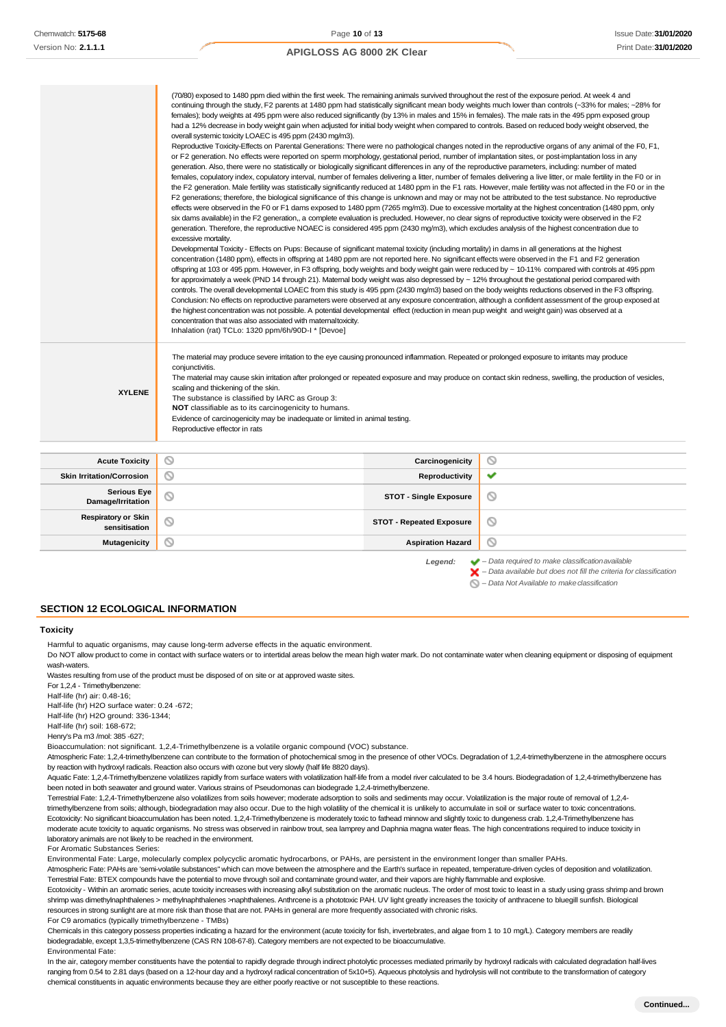| | |
|---|---|
| | (70/80) exposed to 1480 ppm died within the first week. The remaining animals survived throughout the rest of the exposure period. At week 4 and continuing through the study, F2 parents at 1480 ppm had statistically significant mean body weights much lower than controls (~33% for males; ~28% for females); body weights at 495 ppm were also reduced significantly (by 13% in males and 15% in females). The male rats in the 495 ppm exposed group had a 12% decrease in body weight gain when adjusted for initial body weight when compared to controls. Based on reduced body weight observed, the overall systemic toxicity LOAEC is 495 ppm (2430 mg/m3).<br>Reproductive Toxicity-Effects on Parental Generations: There were no pathological changes noted in the reproductive organs of any animal of the F0, F1, or F2 generation. No effects were reported on sperm morphology, gestational period, number of implantation sites, or post-implantation loss in any generation. Also, there were no statistically or biologically significant differences in any of the reproductive parameters, including: number of mated females, copulatory index, copulatory interval, number of females delivering a litter, number of females delivering a live litter, or male fertility in the F0 or in the F2 generation. Male fertility was statistically significantly reduced at 1480 ppm in the F1 rats. However, male fertility was not affected in the F0 or in the F2 generations; therefore, the biological significance of this change is unknown and may or may not be attributed to the test substance. No reproductive effects were observed in the F0 or F1 dams exposed to 1480 ppm (7265 mg/m3). Due to excessive mortality at the highest concentration (1480 ppm, only six dams available) in the F2 generation,, a complete evaluation is precluded. However, no clear signs of reproductive toxicity were observed in the F2 generation. Therefore, the reproductive NOAEC is considered 495 ppm (2430 mg/m3), which excludes analysis of the highest concentration due to excessive mortality.<br>Developmental Toxicity - Effects on Pups: Because of significant maternal toxicity (including mortality) in dams in all generations at the highest concentration (1480 ppm), effects in offspring at 1480 ppm are not reported here. No significant effects were observed in the F1 and F2 generation offspring at 103 or 495 ppm. However, in F3 offspring, body weights and body weight gain were reduced by ~ 10-11% compared with controls at 495 ppm for approximately a week (PND 14 through 21). Maternal body weight was also depressed by ~ 12% throughout the gestational period compared with controls. The overall developmental LOAEC from this study is 495 ppm (2430 mg/m3) based on the body weights reductions observed in the F3 offspring.<br>Conclusion: No effects on reproductive parameters were observed at any exposure concentration, although a confident assessment of the group exposed at the highest concentration was not possible. A potential developmental effect (reduction in mean pup weight and weight gain) was observed at a concentration that was also associated with maternaltoxicity.<br>Inhalation (rat) TCLo: 1320 ppm/6h/90D-I * [Devoe] |
| **XYLENE** | The material may produce severe irritation to the eye causing pronounced inflammation. Repeated or prolonged exposure to irritants may produce conjunctivitis.<br>The material may cause skin irritation after prolonged or repeated exposure and may produce on contact skin redness, swelling, the production of vesicles, scaling and thickening of the skin.<br>The substance is classified by IARC as Group 3:<br>**NOT** classifiable as to its carcinogenicity to humans.<br>Evidence of carcinogenicity may be inadequate or limited in animal testing.<br>Reproductive effector in rats |

| | | | |
|---|---|---|---|
| **Acute Toxicity** | ⊘ | **Carcinogenicity** | ⊘ |
| **Skin Irritation/Corrosion** | ⊘ | **Reproductivity** | ✔ |
| **Serious Eye Damage/Irritation** | ⊘ | **STOT - Single Exposure** | ⊘ |
| **Respiratory or Skin sensitisation** | ⊘ | **STOT - Repeated Exposure** | ⊘ |
| **Mutagenicity** | ⊘ | **Aspiration Hazard** | ⊘ |

*Legend:* ✔ *– Data required to make classification available*
✘ *– Data available but does not fill the criteria for classification*
⊘ *– Data Not Available to make classification*

## SECTION 12 ECOLOGICAL INFORMATION

### Toxicity

Harmful to aquatic organisms, may cause long-term adverse effects in the aquatic environment.
Do NOT allow product to come in contact with surface waters or to intertidal areas below the mean high water mark. Do not contaminate water when cleaning equipment or disposing of equipment wash-waters.
Wastes resulting from use of the product must be disposed of on site or at approved waste sites.
For 1,2,4 - Trimethylbenzene:
Half-life (hr) air: 0.48-16;
Half-life (hr) H2O surface water: 0.24 -672;
Half-life (hr) H2O ground: 336-1344;
Half-life (hr) soil: 168-672;
Henry's Pa m3 /mol: 385 -627;
Bioaccumulation: not significant. 1,2,4-Trimethylbenzene is a volatile organic compound (VOC) substance.
Atmospheric Fate: 1,2,4-trimethylbenzene can contribute to the formation of photochemical smog in the presence of other VOCs. Degradation of 1,2,4-trimethylbenzene in the atmosphere occurs by reaction with hydroxyl radicals. Reaction also occurs with ozone but very slowly (half life 8820 days).
Aquatic Fate: 1,2,4-Trimethylbenzene volatilizes rapidly from surface waters with volatilization half-life from a model river calculated to be 3.4 hours. Biodegradation of 1,2,4-trimethylbenzene has been noted in both seawater and ground water. Various strains of Pseudomonas can biodegrade 1,2,4-trimethylbenzene.
Terrestrial Fate: 1,2,4-Trimethylbenzene also volatilizes from soils however; moderate adsorption to soils and sediments may occur. Volatilization is the major route of removal of 1,2,4-trimethylbenzene from soils; although, biodegradation may also occur. Due to the high volatility of the chemical it is unlikely to accumulate in soil or surface water to toxic concentrations.
Ecotoxicity: No significant bioaccumulation has been noted. 1,2,4-Trimethylbenzene is moderately toxic to fathead minnow and slightly toxic to dungeness crab. 1,2,4-Trimethylbenzene has moderate acute toxicity to aquatic organisms. No stress was observed in rainbow trout, sea lamprey and Daphnia magna water fleas. The high concentrations required to induce toxicity in laboratory animals are not likely to be reached in the environment.
For Aromatic Substances Series:
Environmental Fate: Large, molecularly complex polycyclic aromatic hydrocarbons, or PAHs, are persistent in the environment longer than smaller PAHs.
Atmospheric Fate: PAHs are 'semi-volatile substances" which can move between the atmosphere and the Earth's surface in repeated, temperature-driven cycles of deposition and volatilization.
Terrestrial Fate: BTEX compounds have the potential to move through soil and contaminate ground water, and their vapors are highly flammable and explosive.
Ecotoxicity - Within an aromatic series, acute toxicity increases with increasing alkyl substitution on the aromatic nucleus. The order of most toxic to least in a study using grass shrimp and brown shrimp was dimethylnaphthalenes > methylnaphthalenes >naphthalenes. Anthrcene is a phototoxic PAH. UV light greatly increases the toxicity of anthracene to bluegill sunfish. Biological resources in strong sunlight are at more risk than those that are not. PAHs in general are more frequently associated with chronic risks.
For C9 aromatics (typically trimethylbenzene - TMBs)
Chemicals in this category possess properties indicating a hazard for the environment (acute toxicity for fish, invertebrates, and algae from 1 to 10 mg/L). Category members are readily biodegradable, except 1,3,5-trimethylbenzene (CAS RN 108-67-8). Category members are not expected to be bioaccumulative.
Environmental Fate:
In the air, category member constituents have the potential to rapidly degrade through indirect photolytic processes mediated primarily by hydroxyl radicals with calculated degradation half-lives ranging from 0.54 to 2.81 days (based on a 12-hour day and a hydroxyl radical concentration of 5x10+5). Aqueous photolysis and hydrolysis will not contribute to the transformation of category chemical constituents in aquatic environments because they are either poorly reactive or not susceptible to these reactions.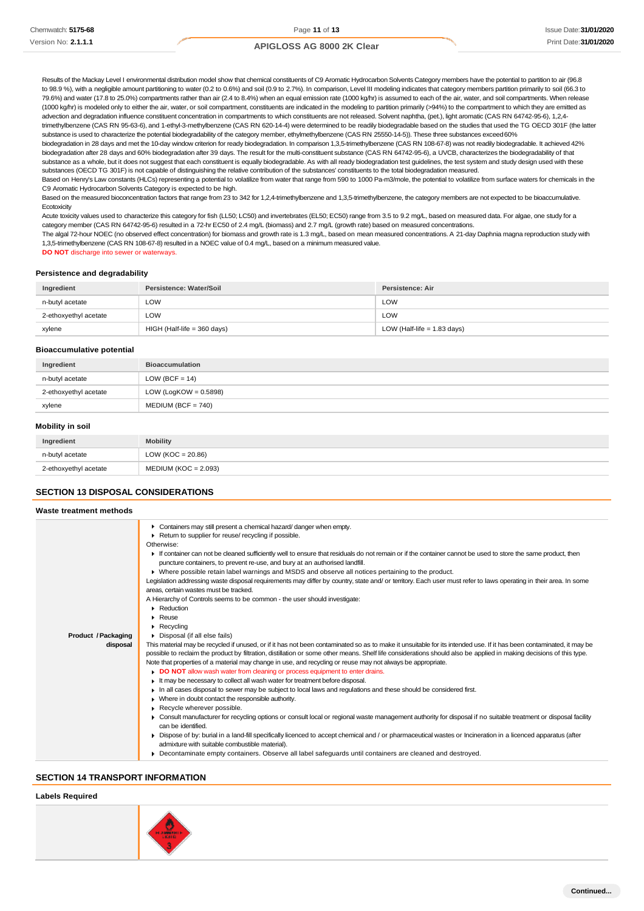Results of the Mackay Level I environmental distribution model show that chemical constituents of C9 Aromatic Hydrocarbon Solvents Category members have the potential to partition to air (96.8 to 98.9 %), with a negligible amount partitioning to water (0.2 to 0.6%) and soil (0.9 to 2.7%). In comparison, Level III modeling indicates that category members partition primarily to soil (66.3 to 79.6%) and water (17.8 to 25.0%) compartments rather than air (2.4 to 8.4%) when an equal emission rate (1000 kg/hr) is assumed to each of the air, water, and soil compartments. When release (1000 kg/hr) is modeled only to either the air, water, or soil compartment, constituents are indicated in the modeling to partition primarily (>94%) to the compartment to which they are emitted as advection and degradation influence constituent concentration in compartments to which constituents are not released. Solvent naphtha, (pet.), light aromatic (CAS RN 64742-95-6), 1,2,4-trimethylbenzene (CAS RN 95-63-6), and 1-ethyl-3-methylbenzene (CAS RN 620-14-4) were determined to be readily biodegradable based on the studies that used the TG OECD 301F (the latter substance is used to characterize the potential biodegradability of the category member, ethylmethylbenzene (CAS RN 25550-14-5)). These three substances exceed 60%
biodegradation in 28 days and met the 10-day window criterion for ready biodegradation. In comparison 1,3,5-trimethylbenzene (CAS RN 108-67-8) was not readily biodegradable. It achieved 42% biodegradation after 28 days and 60% biodegradation after 39 days. The result for the multi-constituent substance (CAS RN 64742-95-6), a UVCB, characterizes the biodegradability of that substance as a whole, but it does not suggest that each constituent is equally biodegradable. As with all ready biodegradation test guidelines, the test system and study design used with these substances (OECD TG 301F) is not capable of distinguishing the relative contribution of the substances' constituents to the total biodegradation measured.
Based on Henry's Law constants (HLCs) representing a potential to volatilize from water that range from 590 to 1000 Pa-m3/mole, the potential to volatilize from surface waters for chemicals in the C9 Aromatic Hydrocarbon Solvents Category is expected to be high.
Based on the measured bioconcentration factors that range from 23 to 342 for 1,2,4-trimethylbenzene and 1,3,5-trimethylbenzene, the category members are not expected to be bioaccumulative.
Ecotoxicity
Acute toxicity values used to characterize this category for fish (LL50; LC50) and invertebrates (EL50; EC50) range from 3.5 to 9.2 mg/L, based on measured data. For algae, one study for a category member (CAS RN 64742-95-6) resulted in a 72-hr EC50 of 2.4 mg/L (biomass) and 2.7 mg/L (growth rate) based on measured concentrations.
The algal 72-hour NOEC (no observed effect concentration) for biomass and growth rate is 1.3 mg/L, based on mean measured concentrations. A 21-day Daphnia magna reproduction study with 1,3,5-trimethylbenzene (CAS RN 108-67-8) resulted in a NOEC value of 0.4 mg/L, based on a minimum measured value.
**DO NOT** discharge into sewer or waterways.

### Persistence and degradability

| Ingredient | Persistence: Water/Soil | Persistence: Air |
|---|---|---|
| n-butyl acetate | LOW | LOW |
| 2-ethoxyethyl acetate | LOW | LOW |
| xylene | HIGH (Half-life = 360 days) | LOW (Half-life = 1.83 days) |

### Bioaccumulative potential

| Ingredient | Bioaccumulation |
|---|---|
| n-butyl acetate | LOW (BCF = 14) |
| 2-ethoxyethyl acetate | LOW (LogKOW = 0.5898) |
| xylene | MEDIUM (BCF = 740) |

### Mobility in soil

| Ingredient | Mobility |
|---|---|
| n-butyl acetate | LOW (KOC = 20.86) |
| 2-ethoxyethyl acetate | MEDIUM (KOC = 2.093) |

## SECTION 13 DISPOSAL CONSIDERATIONS

### Waste treatment methods

**Product / Packaging disposal**

- Containers may still present a chemical hazard/ danger when empty.
- Return to supplier for reuse/ recycling if possible.

Otherwise:

- If container can not be cleaned sufficiently well to ensure that residuals do not remain or if the container cannot be used to store the same product, then puncture containers, to prevent re-use, and bury at an authorised landfill.
- Where possible retain label warnings and MSDS and observe all notices pertaining to the product.

Legislation addressing waste disposal requirements may differ by country, state and/ or territory. Each user must refer to laws operating in their area. In some areas, certain wastes must be tracked.

A Hierarchy of Controls seems to be common - the user should investigate:

- Reduction
- Reuse
- Recycling
- Disposal (if all else fails)

This material may be recycled if unused, or if it has not been contaminated so as to make it unsuitable for its intended use. If it has been contaminated, it may be possible to reclaim the product by filtration, distillation or some other means. Shelf life considerations should also be applied in making decisions of this type. Note that properties of a material may change in use, and recycling or reuse may not always be appropriate.

- **DO NOT** allow wash water from cleaning or process equipment to enter drains.
- It may be necessary to collect all wash water for treatment before disposal.
- In all cases disposal to sewer may be subject to local laws and regulations and these should be considered first.
- Where in doubt contact the responsible authority.
- Recycle wherever possible.
- Consult manufacturer for recycling options or consult local or regional waste management authority for disposal if no suitable treatment or disposal facility can be identified.
- Dispose of by: burial in a land-fill specifically licenced to accept chemical and / or pharmaceutical wastes or Incineration in a licenced apparatus (after admixture with suitable combustible material).
- Decontaminate empty containers. Observe all label safeguards until containers are cleaned and destroyed.

## SECTION 14 TRANSPORT INFORMATION

### Labels Required

FLAMMABLE LIQUID 3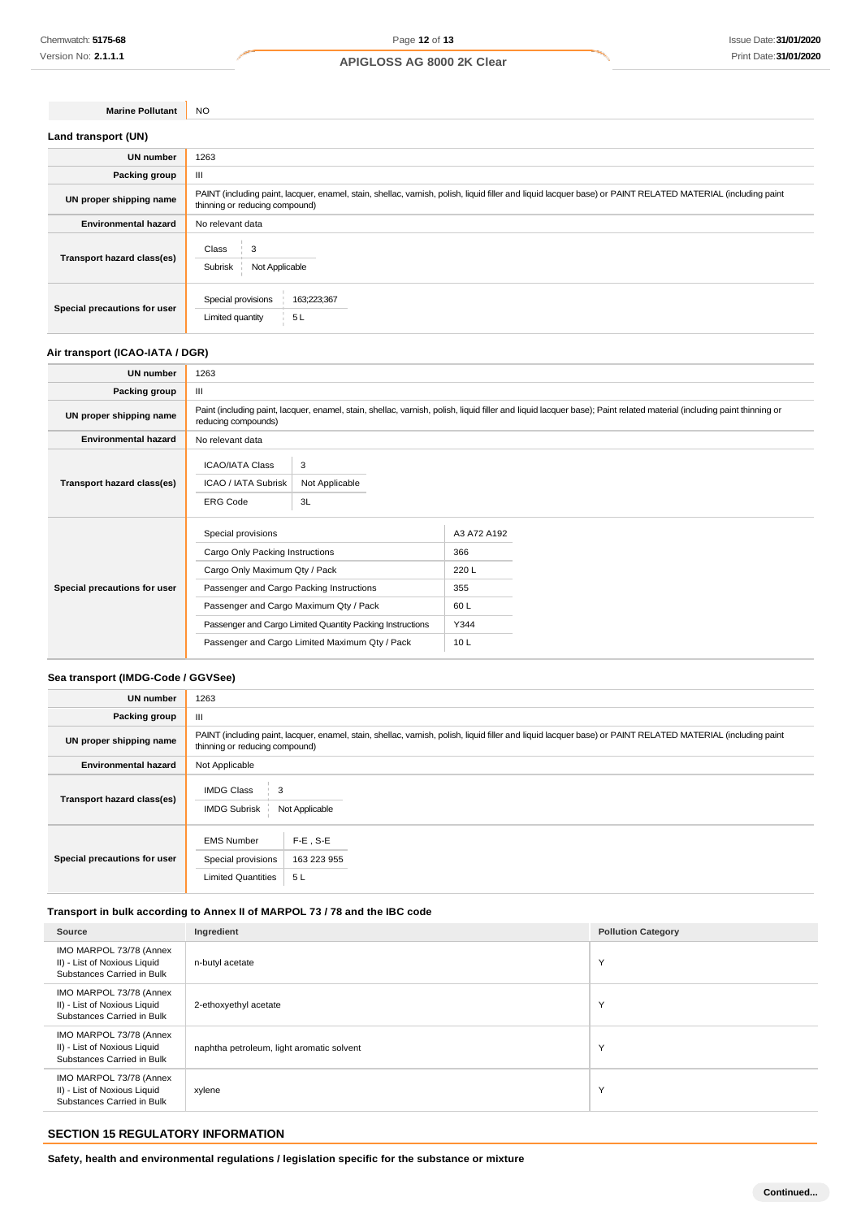| | |
|---|---|
| **Marine Pollutant** | NO |

### Land transport (UN)

| | |
|---|---|
| **UN number** | 1263 |
| **Packing group** | III |
| **UN proper shipping name** | PAINT (including paint, lacquer, enamel, stain, shellac, varnish, polish, liquid filler and liquid lacquer base) or PAINT RELATED MATERIAL (including paint thinning or reducing compound) |
| **Environmental hazard** | No relevant data |
| **Transport hazard class(es)** | Class: 3<br>Subrisk: Not Applicable |
| **Special precautions for user** | Special provisions: 163;223;367<br>Limited quantity: 5 L |

### Air transport (ICAO-IATA / DGR)

| | |
|---|---|
| **UN number** | 1263 |
| **Packing group** | III |
| **UN proper shipping name** | Paint (including paint, lacquer, enamel, stain, shellac, varnish, polish, liquid filler and liquid lacquer base); Paint related material (including paint thinning or reducing compounds) |
| **Environmental hazard** | No relevant data |
| **Transport hazard class(es)** | ICAO/IATA Class: 3<br>ICAO / IATA Subrisk: Not Applicable<br>ERG Code: 3L |
| **Special precautions for user** | Special provisions: A3 A72 A192<br>Cargo Only Packing Instructions: 366<br>Cargo Only Maximum Qty / Pack: 220 L<br>Passenger and Cargo Packing Instructions: 355<br>Passenger and Cargo Maximum Qty / Pack: 60 L<br>Passenger and Cargo Limited Quantity Packing Instructions: Y344<br>Passenger and Cargo Limited Maximum Qty / Pack: 10 L |

### Sea transport (IMDG-Code / GGVSee)

| | |
|---|---|
| **UN number** | 1263 |
| **Packing group** | III |
| **UN proper shipping name** | PAINT (including paint, lacquer, enamel, stain, shellac, varnish, polish, liquid filler and liquid lacquer base) or PAINT RELATED MATERIAL (including paint thinning or reducing compound) |
| **Environmental hazard** | Not Applicable |
| **Transport hazard class(es)** | IMDG Class: 3<br>IMDG Subrisk: Not Applicable |
| **Special precautions for user** | EMS Number: F-E , S-E<br>Special provisions: 163 223 955<br>Limited Quantities: 5 L |

### Transport in bulk according to Annex II of MARPOL 73 / 78 and the IBC code

| Source | Ingredient | Pollution Category |
|---|---|---|
| IMO MARPOL 73/78 (Annex II) - List of Noxious Liquid Substances Carried in Bulk | n-butyl acetate | Y |
| IMO MARPOL 73/78 (Annex II) - List of Noxious Liquid Substances Carried in Bulk | 2-ethoxyethyl acetate | Y |
| IMO MARPOL 73/78 (Annex II) - List of Noxious Liquid Substances Carried in Bulk | naphtha petroleum, light aromatic solvent | Y |
| IMO MARPOL 73/78 (Annex II) - List of Noxious Liquid Substances Carried in Bulk | xylene | Y |

## SECTION 15 REGULATORY INFORMATION

**Safety, health and environmental regulations / legislation specific for the substance or mixture**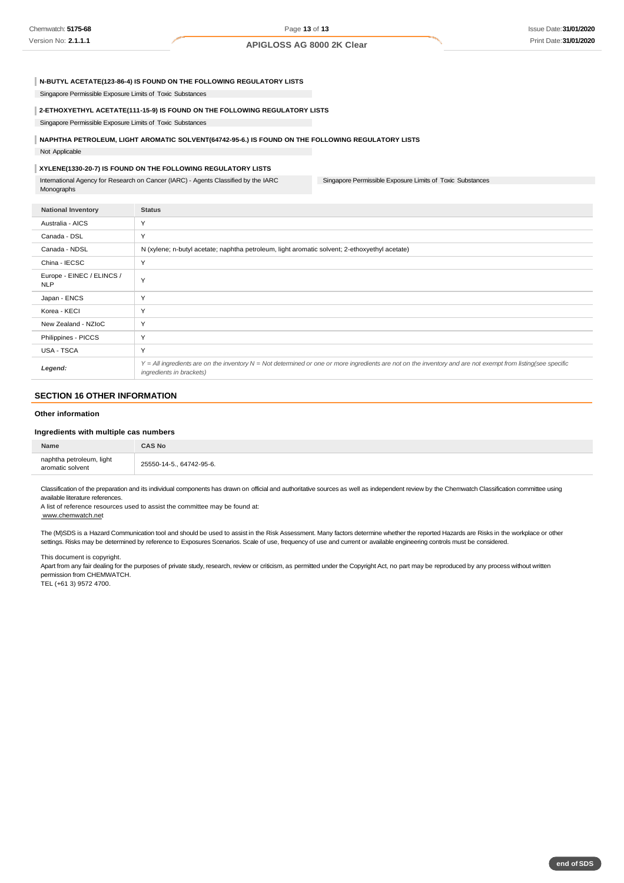**N-BUTYL ACETATE(123-86-4) IS FOUND ON THE FOLLOWING REGULATORY LISTS**

Singapore Permissible Exposure Limits of Toxic Substances

**2-ETHOXYETHYL ACETATE(111-15-9) IS FOUND ON THE FOLLOWING REGULATORY LISTS**

Singapore Permissible Exposure Limits of Toxic Substances

**NAPHTHA PETROLEUM, LIGHT AROMATIC SOLVENT(64742-95-6.) IS FOUND ON THE FOLLOWING REGULATORY LISTS**

Not Applicable

**XYLENE(1330-20-7) IS FOUND ON THE FOLLOWING REGULATORY LISTS**

International Agency for Research on Cancer (IARC) - Agents Classified by the IARC Monographs

Singapore Permissible Exposure Limits of Toxic Substances

| National Inventory | Status |
|---|---|
| Australia - AICS | Y |
| Canada - DSL | Y |
| Canada - NDSL | N (xylene; n-butyl acetate; naphtha petroleum, light aromatic solvent; 2-ethoxyethyl acetate) |
| China - IECSC | Y |
| Europe - EINEC / ELINCS / NLP | Y |
| Japan - ENCS | Y |
| Korea - KECI | Y |
| New Zealand - NZIoC | Y |
| Philippines - PICCS | Y |
| USA - TSCA | Y |
| ***Legend:*** | *Y = All ingredients are on the inventory N = Not determined or one or more ingredients are not on the inventory and are not exempt from listing(see specific ingredients in brackets)* |

## SECTION 16 OTHER INFORMATION

### Other information

### Ingredients with multiple cas numbers

| Name | CAS No |
|---|---|
| naphtha petroleum, light aromatic solvent | 25550-14-5., 64742-95-6. |

Classification of the preparation and its individual components has drawn on official and authoritative sources as well as independent review by the Chemwatch Classification committee using available literature references.
A list of reference resources used to assist the committee may be found at:
www.chemwatch.net

The (M)SDS is a Hazard Communication tool and should be used to assist in the Risk Assessment. Many factors determine whether the reported Hazards are Risks in the workplace or other settings. Risks may be determined by reference to Exposures Scenarios. Scale of use, frequency of use and current or available engineering controls must be considered.

This document is copyright.
Apart from any fair dealing for the purposes of private study, research, review or criticism, as permitted under the Copyright Act, no part may be reproduced by any process without written permission from CHEMWATCH.
TEL (+61 3) 9572 4700.

end of SDS